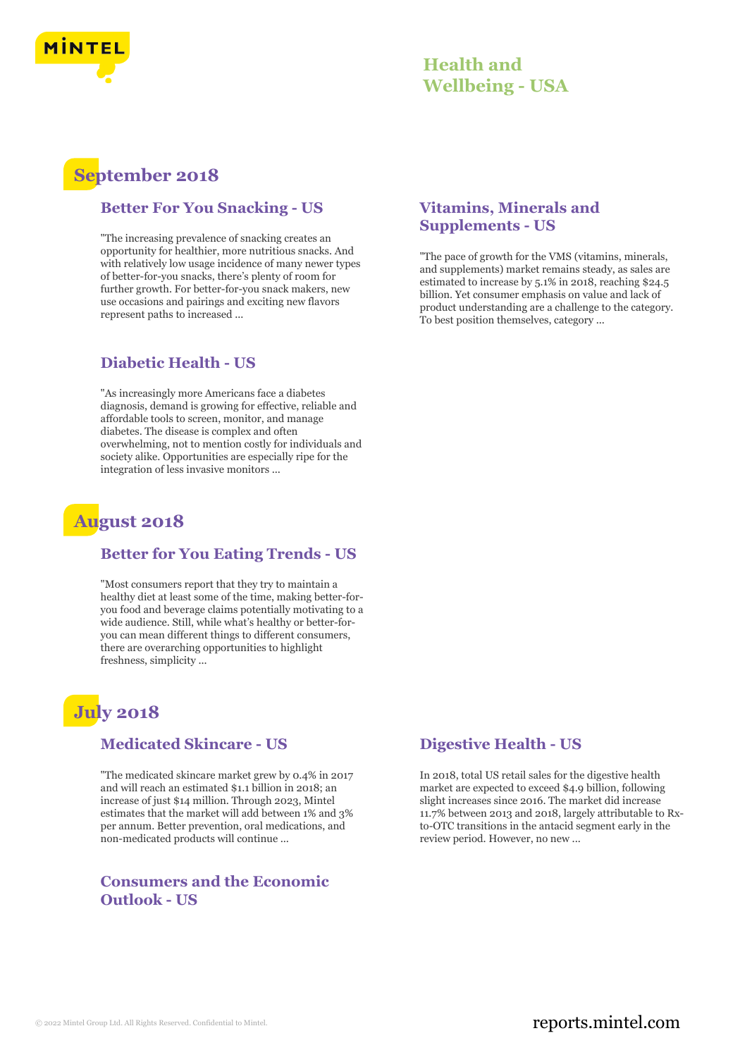# Health and Wellbeing - USA

## September 2018

### Better For You Snacking - US

"The increasing prevalence of snacking creates an opportunity for healthier, more nutritious snacks. And with relatively low usage incidence of many newer types of better-for-you snacks, there's plenty of room for further growth. For better-for-you snack makers, new use occasions and pairings and exciting new flavors represent paths to increased ...

### Diabetic Health - US

"As increasingly more Americans face a diabetes diagnosis, demand is growing for effective, reliable and affordable tools to screen, monitor, and manage diabetes. The disease is complex and often overwhelming, not to mention costly for individuals and society alike. Opportunities are especially ripe for the integration of less invasive monitors ...

### Vitamins, Minerals and Supplements - US

"The pace of growth for the VMS (vitamins, minerals, and supplements) market remains steady, as sales are estimated to increase by 5.1% in 2018, reaching $24.5 billion. Yet consumer emphasis on value and lack of product understanding are a challenge to the category. To best position themselves, category ...

## August 2018

### Better for You Eating Trends - US

"Most consumers report that they try to maintain a healthy diet at least some of the time, making better-for-you food and beverage claims potentially motivating to a wide audience. Still, while what's healthy or better-for-you can mean different things to different consumers, there are overarching opportunities to highlight freshness, simplicity ...

## July 2018

### Medicated Skincare - US

"The medicated skincare market grew by 0.4% in 2017 and will reach an estimated $1.1 billion in 2018; an increase of just $14 million. Through 2023, Mintel estimates that the market will add between 1% and 3% per annum. Better prevention, oral medications, and non-medicated products will continue ...

### Consumers and the Economic Outlook - US

### Digestive Health - US

In 2018, total US retail sales for the digestive health market are expected to exceed $4.9 billion, following slight increases since 2016. The market did increase 11.7% between 2013 and 2018, largely attributable to Rx-to-OTC transitions in the antacid segment early in the review period. However, no new ...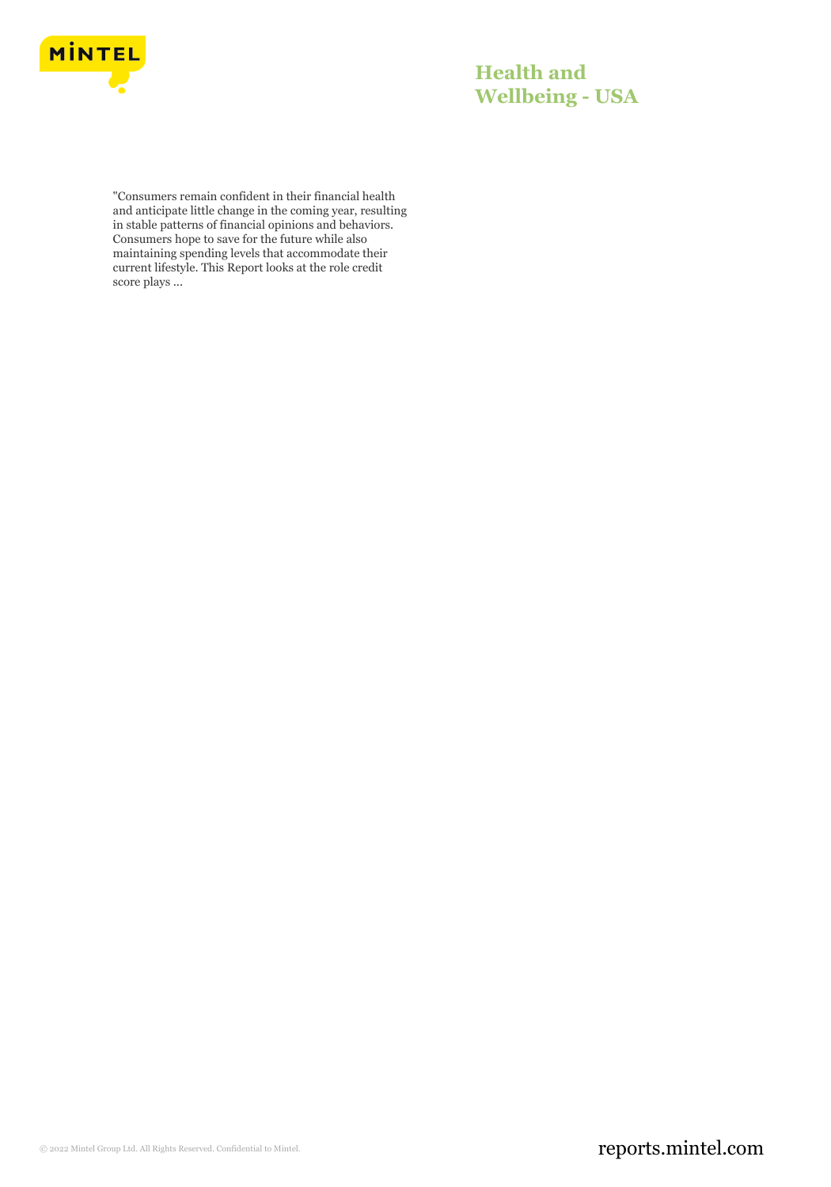# Health and Wellbeing - USA

"Consumers remain confident in their financial health and anticipate little change in the coming year, resulting in stable patterns of financial opinions and behaviors. Consumers hope to save for the future while also maintaining spending levels that accommodate their current lifestyle. This Report looks at the role credit score plays ...